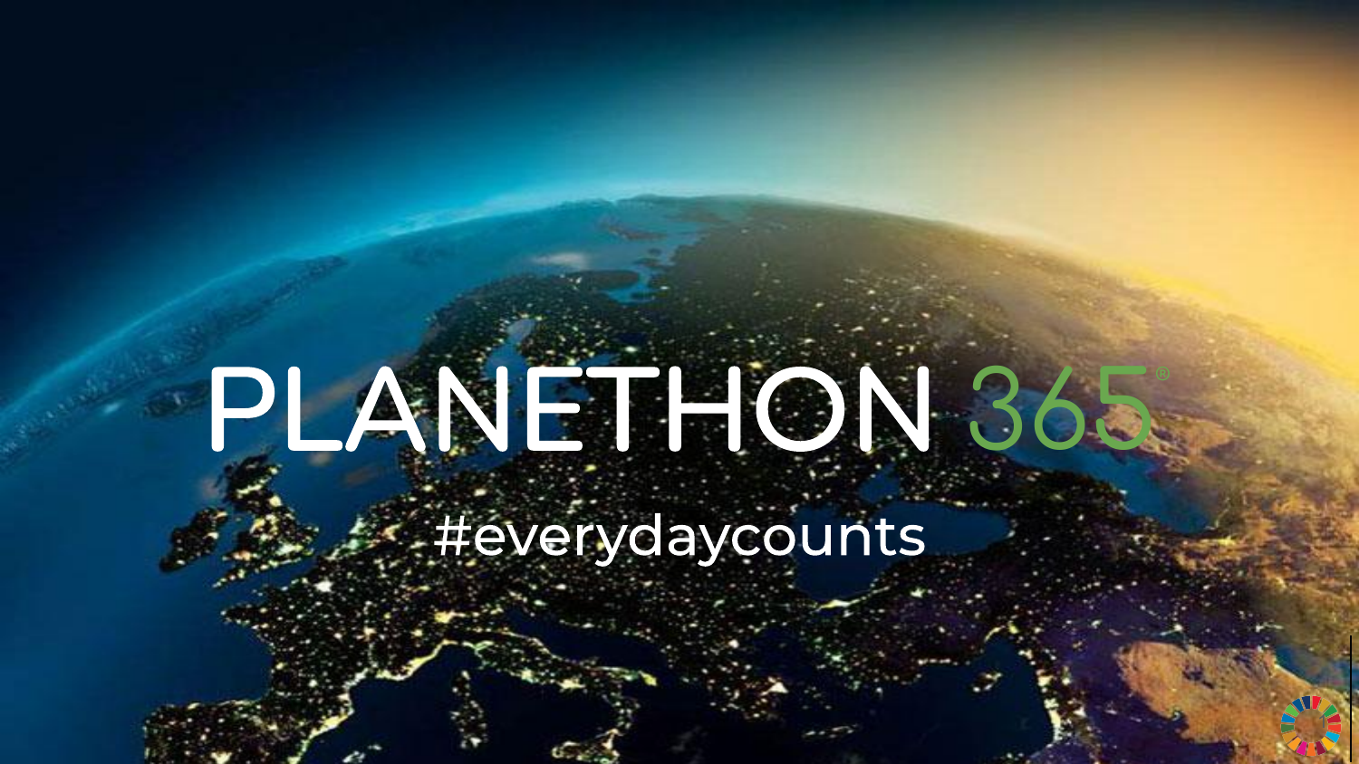# PLANETHON 365®

#everydaycounts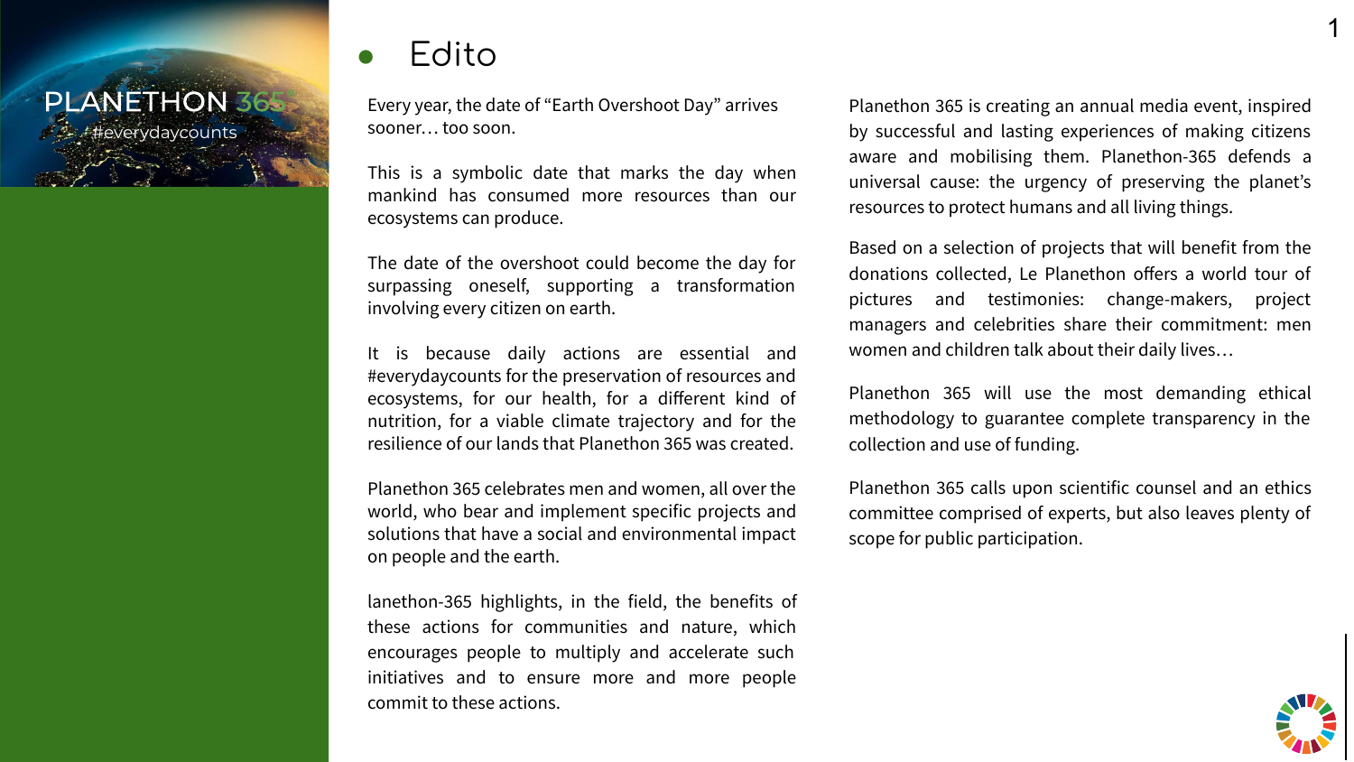PLANETHON 365

#everydaycounts

# Edito

Every year, the date of "Earth Overshoot Day" arrives sooner… too soon.

This is a symbolic date that marks the day when mankind has consumed more resources than our ecosystems can produce.

The date of the overshoot could become the day for surpassing oneself, supporting a transformation involving every citizen on earth.

It is because daily actions are essential and #everydaycounts for the preservation of resources and ecosystems, for our health, for a different kind of nutrition, for a viable climate trajectory and for the resilience of our lands that Planethon 365 was created.

Planethon 365 celebrates men and women, all over the world, who bear and implement specific projects and solutions that have a social and environmental impact on people and the earth.

lanethon-365 highlights, in the field, the benefits of these actions for communities and nature, which encourages people to multiply and accelerate such initiatives and to ensure more and more people commit to these actions.

Planethon 365 is creating an annual media event, inspired by successful and lasting experiences of making citizens aware and mobilising them. Planethon-365 defends a universal cause: the urgency of preserving the planet's resources to protect humans and all living things.

Based on a selection of projects that will benefit from the donations collected, Le Planethon offers a world tour of pictures and testimonies: change-makers, project managers and celebrities share their commitment: men women and children talk about their daily lives…

Planethon 365 will use the most demanding ethical methodology to guarantee complete transparency in the collection and use of funding.

Planethon 365 calls upon scientific counsel and an ethics committee comprised of experts, but also leaves plenty of scope for public participation.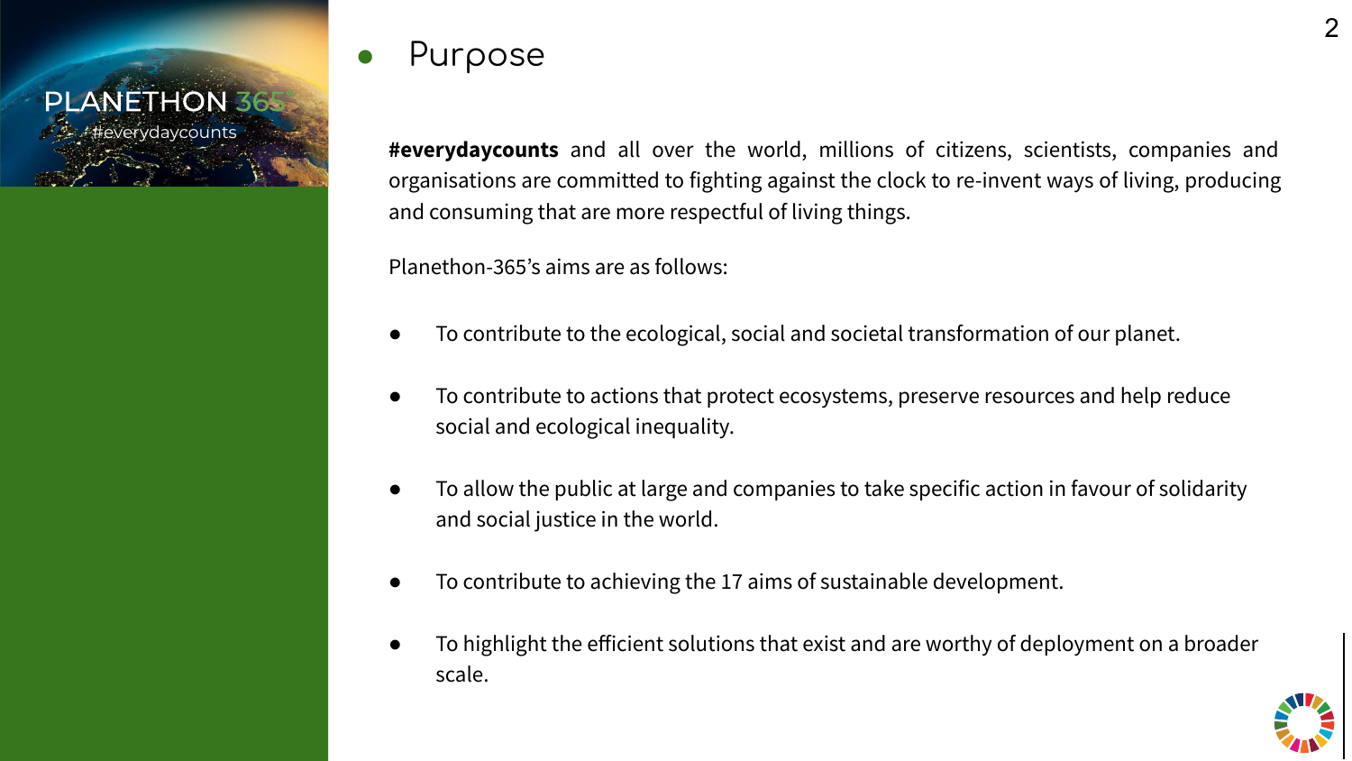PLANETHON 365
#everydaycounts

# Purpose

**#everydaycounts** and all over the world, millions of citizens, scientists, companies and organisations are committed to fighting against the clock to re-invent ways of living, producing and consuming that are more respectful of living things.

Planethon-365's aims are as follows:

- To contribute to the ecological, social and societal transformation of our planet.
- To contribute to actions that protect ecosystems, preserve resources and help reduce social and ecological inequality.
- To allow the public at large and companies to take specific action in favour of solidarity and social justice in the world.
- To contribute to achieving the 17 aims of sustainable development.
- To highlight the efficient solutions that exist and are worthy of deployment on a broader scale.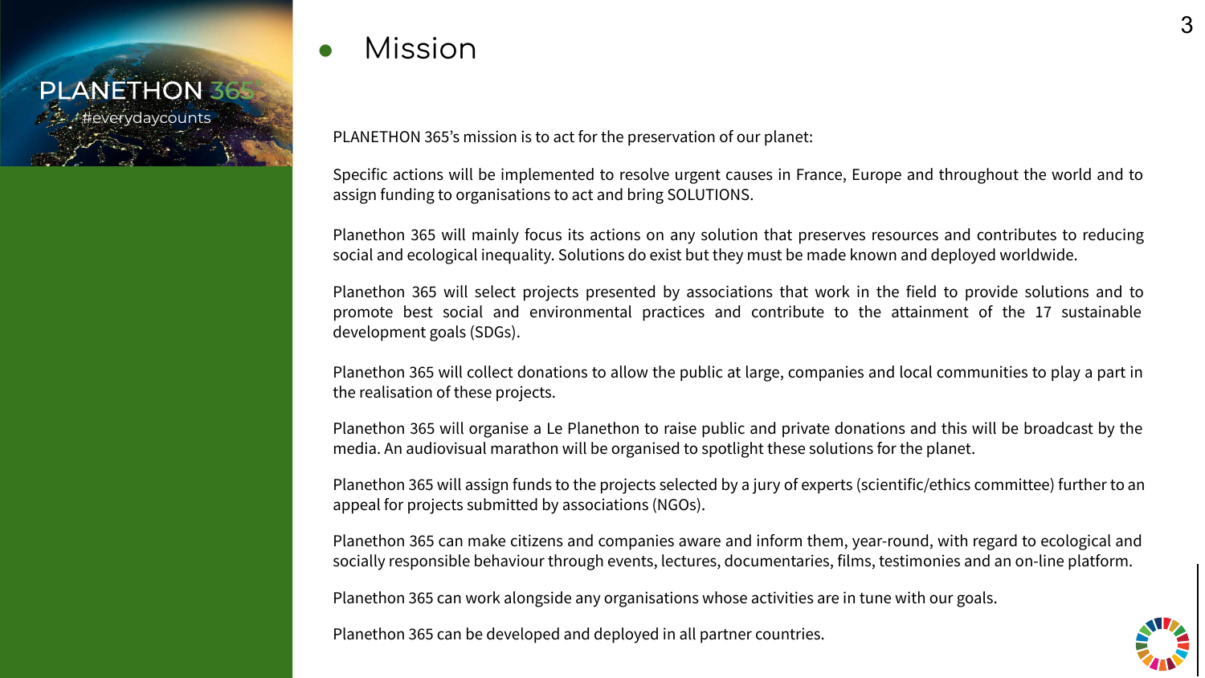PLANETHON 365
#everydaycounts

# Mission

PLANETHON 365's mission is to act for the preservation of our planet:

Specific actions will be implemented to resolve urgent causes in France, Europe and throughout the world and to assign funding to organisations to act and bring SOLUTIONS.

Planethon 365 will mainly focus its actions on any solution that preserves resources and contributes to reducing social and ecological inequality. Solutions do exist but they must be made known and deployed worldwide.

Planethon 365 will select projects presented by associations that work in the field to provide solutions and to promote best social and environmental practices and contribute to the attainment of the 17 sustainable development goals (SDGs).

Planethon 365 will collect donations to allow the public at large, companies and local communities to play a part in the realisation of these projects.

Planethon 365 will organise a Le Planethon to raise public and private donations and this will be broadcast by the media. An audiovisual marathon will be organised to spotlight these solutions for the planet.

Planethon 365 will assign funds to the projects selected by a jury of experts (scientific/ethics committee) further to an appeal for projects submitted by associations (NGOs).

Planethon 365 can make citizens and companies aware and inform them, year-round, with regard to ecological and socially responsible behaviour through events, lectures, documentaries, films, testimonies and an on-line platform.

Planethon 365 can work alongside any organisations whose activities are in tune with our goals.

Planethon 365 can be developed and deployed in all partner countries.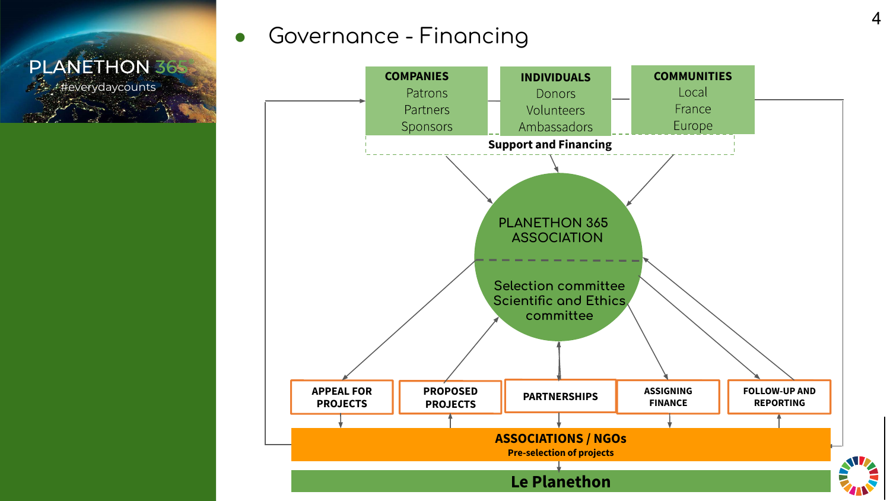PLANETHON 365
#everydaycounts

# Governance - Financing

**COMPANIES**
Patrons
Partners
Sponsors

**INDIVIDUALS**
Donors
Volunteers
Ambassadors

**COMMUNITIES**
Local
France
Europe

**Support and Financing**

PLANETHON 365 ASSOCIATION

Selection committee
Scientific and Ethics committee

**APPEAL FOR PROJECTS**

**PROPOSED PROJECTS**

**PARTNERSHIPS**

**ASSIGNING FINANCE**

**FOLLOW-UP AND REPORTING**

**ASSOCIATIONS / NGOs**
**Pre-selection of projects**

**Le Planethon**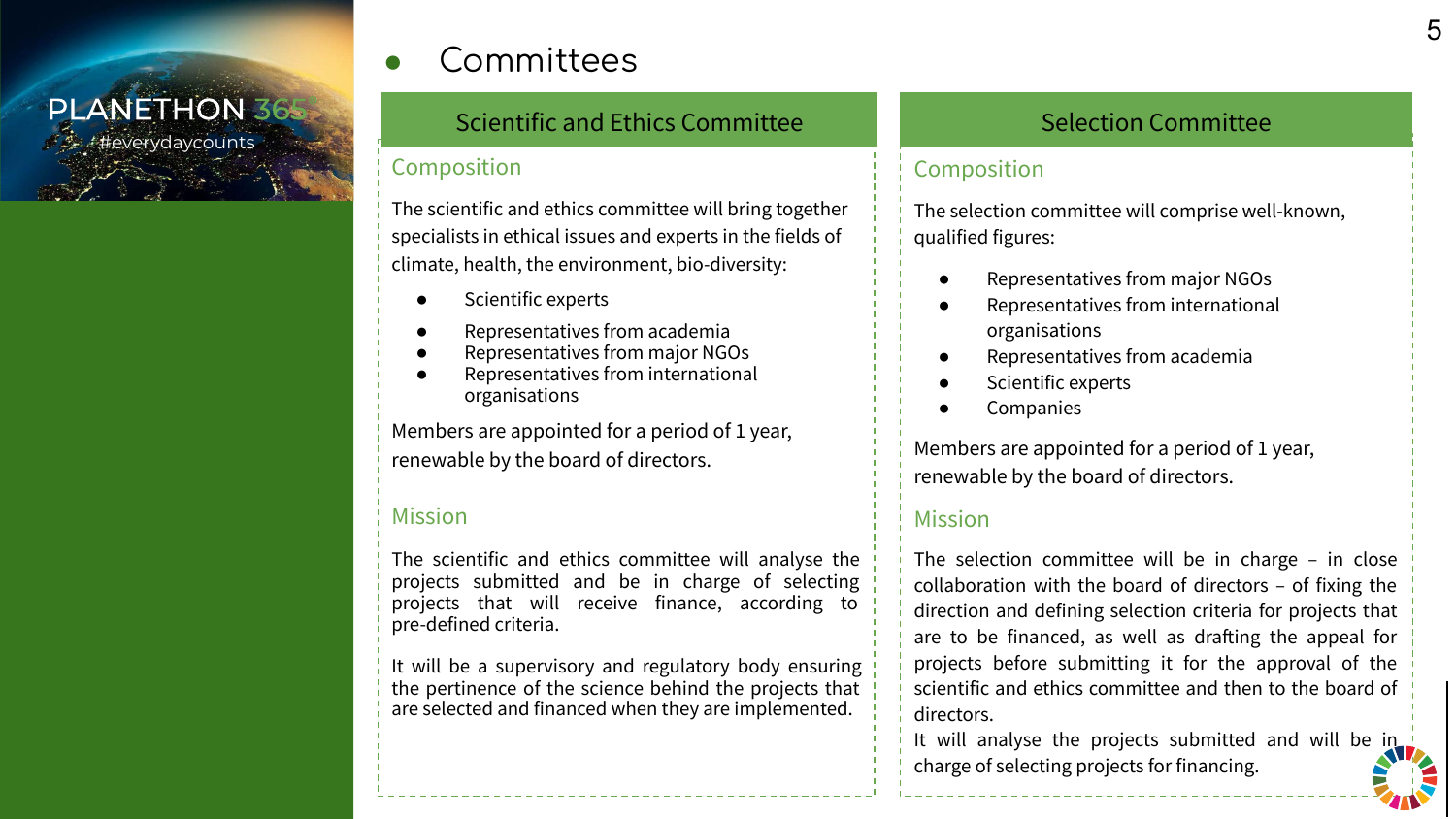# Committees

## Scientific and Ethics Committee

### Composition

The scientific and ethics committee will bring together specialists in ethical issues and experts in the fields of climate, health, the environment, bio-diversity:

- Scientific experts
- Representatives from academia
- Representatives from major NGOs
- Representatives from international organisations

Members are appointed for a period of 1 year, renewable by the board of directors.

### Mission

The scientific and ethics committee will analyse the projects submitted and be in charge of selecting projects that will receive finance, according to pre-defined criteria.

It will be a supervisory and regulatory body ensuring the pertinence of the science behind the projects that are selected and financed when they are implemented.

## Selection Committee

### Composition

The selection committee will comprise well-known, qualified figures:

- Representatives from major NGOs
- Representatives from international organisations
- Representatives from academia
- Scientific experts
- Companies

Members are appointed for a period of 1 year, renewable by the board of directors.

### Mission

The selection committee will be in charge – in close collaboration with the board of directors – of fixing the direction and defining selection criteria for projects that are to be financed, as well as drafting the appeal for projects before submitting it for the approval of the scientific and ethics committee and then to the board of directors.

It will analyse the projects submitted and will be in charge of selecting projects for financing.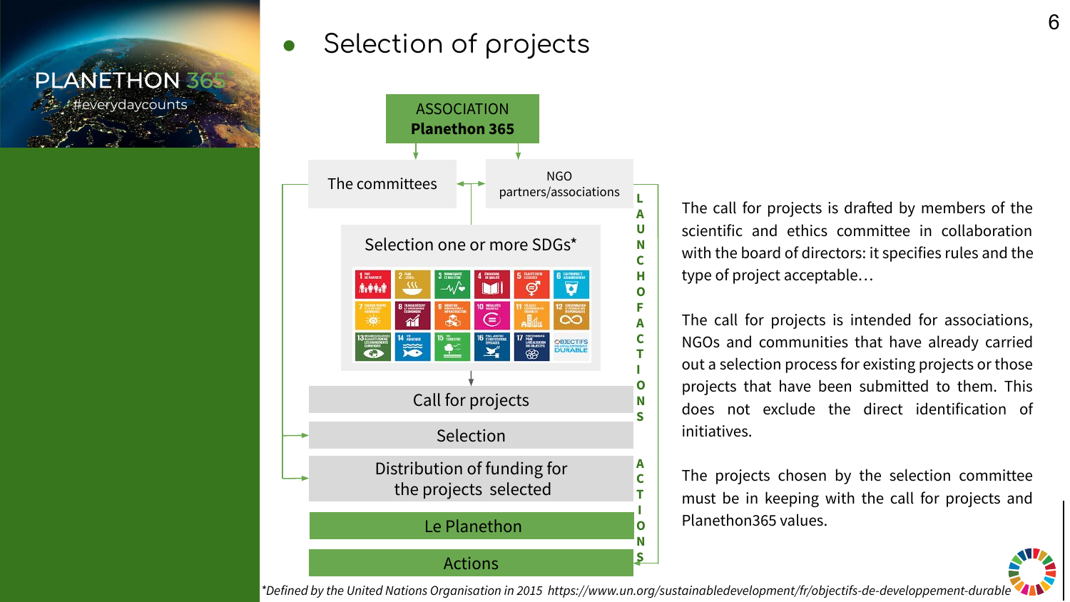PLANETHON 365
#everydaycounts

# Selection of projects

ASSOCIATION
**Planethon 365**

- The committees
- NGO partners/associations
- Selection one or more SDGs*
- Call for projects
- Selection
- Distribution of funding for the projects selected
- Le Planethon
- Actions

LAUNCH OF ACTIONS

ACTIONS

The call for projects is drafted by members of the scientific and ethics committee in collaboration with the board of directors: it specifies rules and the type of project acceptable…

The call for projects is intended for associations, NGOs and communities that have already carried out a selection process for existing projects or those projects that have been submitted to them. This does not exclude the direct identification of initiatives.

The projects chosen by the selection committee must be in keeping with the call for projects and Planethon365 values.

*Defined by the United Nations Organisation in 2015 https://www.un.org/sustainabledevelopment/fr/objectifs-de-developpement-durable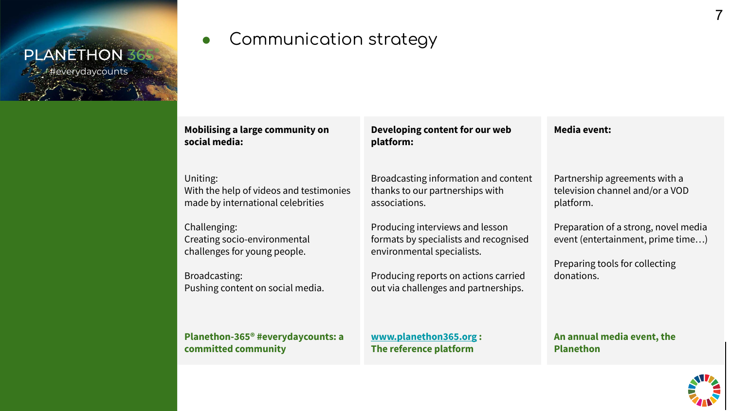# Communication strategy

PLANETHON 365

#everydaycounts

## Mobilising a large community on social media:

Uniting:
With the help of videos and testimonies made by international celebrities

Challenging:
Creating socio-environmental challenges for young people.

Broadcasting:
Pushing content on social media.

**Planethon-365® #everydaycounts: a committed community**

## Developing content for our web platform:

Broadcasting information and content thanks to our partnerships with associations.

Producing interviews and lesson formats by specialists and recognised environmental specialists.

Producing reports on actions carried out via challenges and partnerships.

**www.planethon365.org : The reference platform**

## Media event:

Partnership agreements with a television channel and/or a VOD platform.

Preparation of a strong, novel media event (entertainment, prime time…)

Preparing tools for collecting donations.

**An annual media event, the Planethon**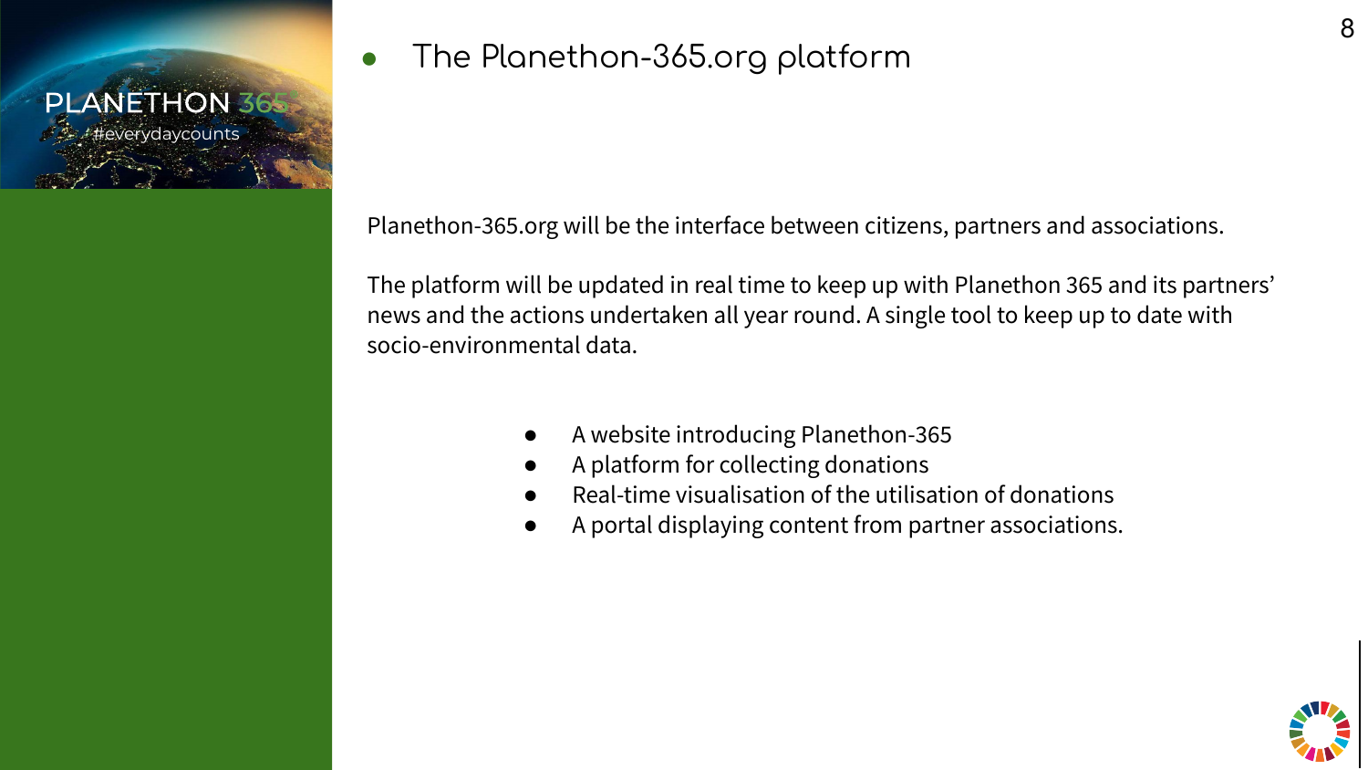## The Planethon-365.org platform

Planethon-365.org will be the interface between citizens, partners and associations.

The platform will be updated in real time to keep up with Planethon 365 and its partners' news and the actions undertaken all year round. A single tool to keep up to date with socio-environmental data.

- A website introducing Planethon-365
- A platform for collecting donations
- Real-time visualisation of the utilisation of donations
- A portal displaying content from partner associations.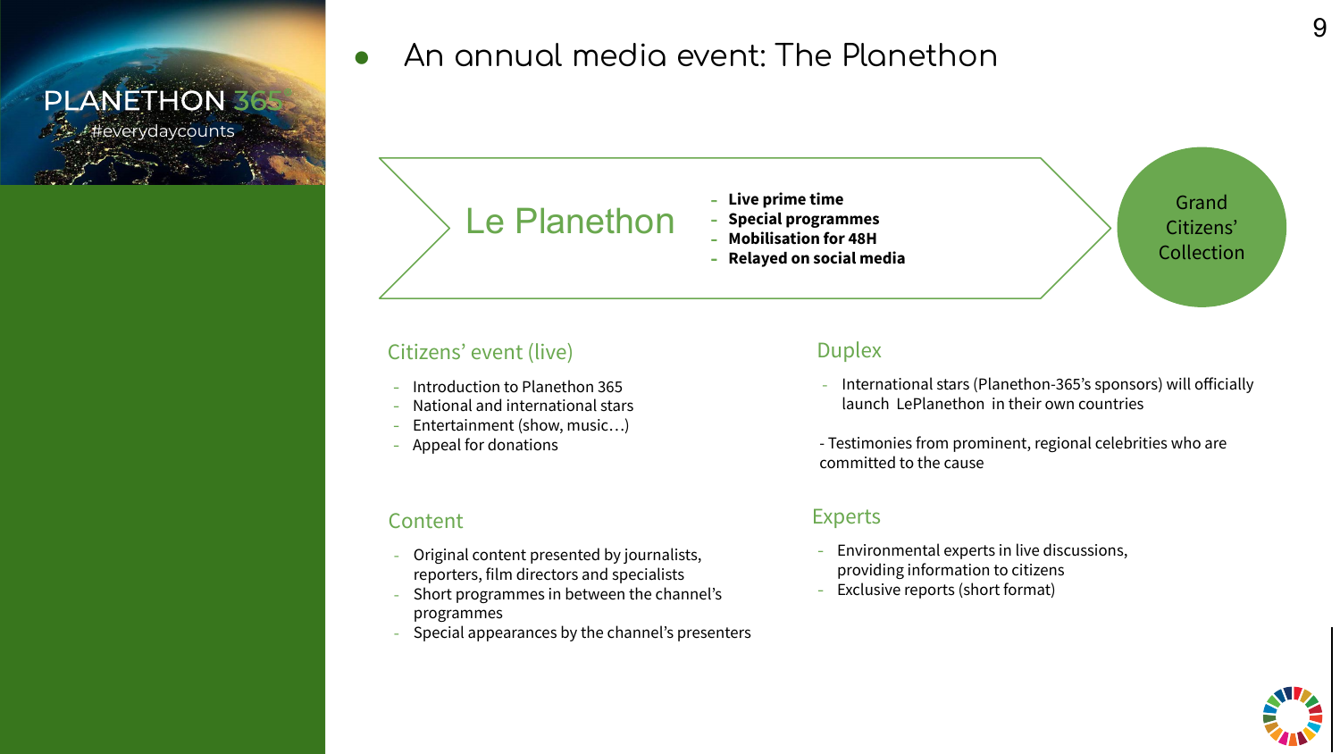PLANETHON 365

#everydaycounts

# An annual media event: The Planethon

## Le Planethon

- **Live prime time**
- **Special programmes**
- **Mobilisation for 48H**
- **Relayed on social media**

Grand Citizens' Collection

### Citizens' event (live)

- Introduction to Planethon 365
- National and international stars
- Entertainment (show, music…)
- Appeal for donations

### Duplex

- International stars (Planethon-365's sponsors) will officially launch LePlanethon in their own countries

- Testimonies from prominent, regional celebrities who are committed to the cause

### Content

- Original content presented by journalists, reporters, film directors and specialists
- Short programmes in between the channel's programmes
- Special appearances by the channel's presenters

### Experts

- Environmental experts in live discussions, providing information to citizens
- Exclusive reports (short format)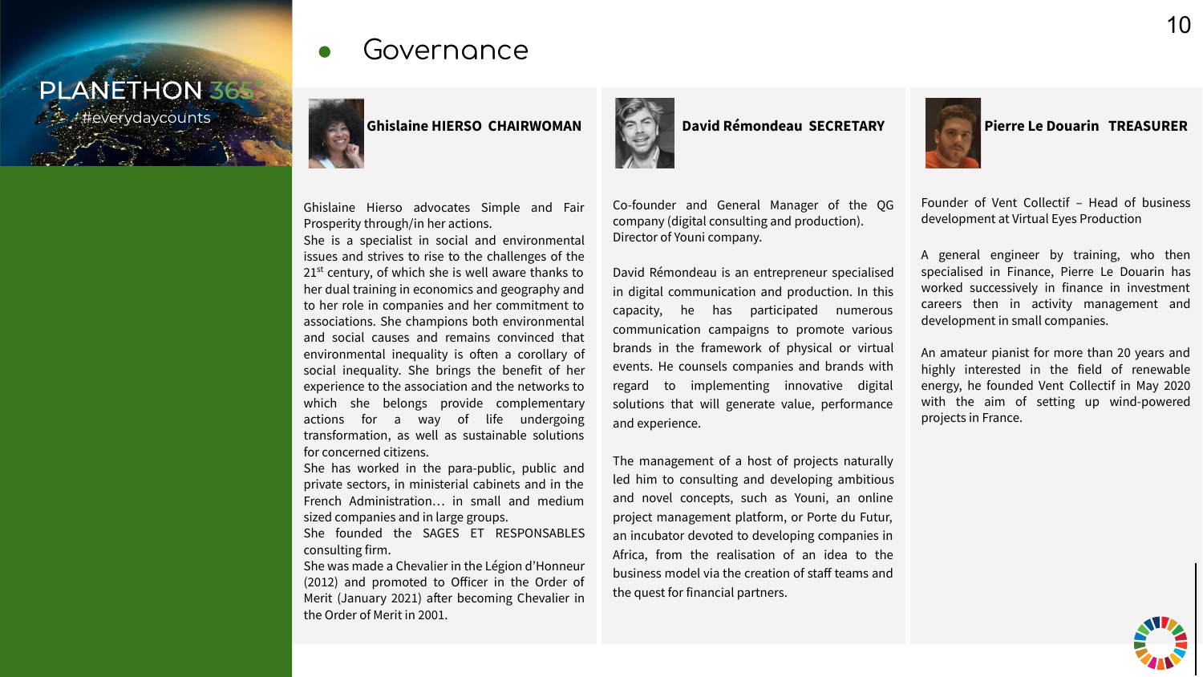PLANETHON 365
#everydaycounts

# Governance

### Ghislaine HIERSO CHAIRWOMAN

Ghislaine Hierso advocates Simple and Fair Prosperity through/in her actions.
She is a specialist in social and environmental issues and strives to rise to the challenges of the 21st century, of which she is well aware thanks to her dual training in economics and geography and to her role in companies and her commitment to associations. She champions both environmental and social causes and remains convinced that environmental inequality is often a corollary of social inequality. She brings the benefit of her experience to the association and the networks to which she belongs provide complementary actions for a way of life undergoing transformation, as well as sustainable solutions for concerned citizens.
She has worked in the para-public, public and private sectors, in ministerial cabinets and in the French Administration… in small and medium sized companies and in large groups.
She founded the SAGES ET RESPONSABLES consulting firm.
She was made a Chevalier in the Légion d'Honneur (2012) and promoted to Officer in the Order of Merit (January 2021) after becoming Chevalier in the Order of Merit in 2001.

### David Rémondeau SECRETARY

Co-founder and General Manager of the QG company (digital consulting and production).
Director of Youni company.

David Rémondeau is an entrepreneur specialised in digital communication and production. In this capacity, he has participated numerous communication campaigns to promote various brands in the framework of physical or virtual events. He counsels companies and brands with regard to implementing innovative digital solutions that will generate value, performance and experience.

The management of a host of projects naturally led him to consulting and developing ambitious and novel concepts, such as Youni, an online project management platform, or Porte du Futur, an incubator devoted to developing companies in Africa, from the realisation of an idea to the business model via the creation of staff teams and the quest for financial partners.

### Pierre Le Douarin TREASURER

Founder of Vent Collectif – Head of business development at Virtual Eyes Production

A general engineer by training, who then specialised in Finance, Pierre Le Douarin has worked successively in finance in investment careers then in activity management and development in small companies.

An amateur pianist for more than 20 years and highly interested in the field of renewable energy, he founded Vent Collectif in May 2020 with the aim of setting up wind-powered projects in France.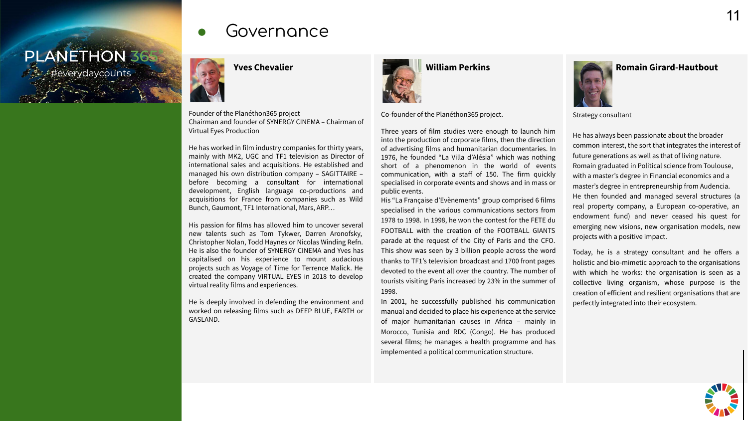# Governance

### Yves Chevalier

Founder of the Planéthon365 project
Chairman and founder of SYNERGY CINEMA – Chairman of Virtual Eyes Production

He has worked in film industry companies for thirty years, mainly with MK2, UGC and TF1 television as Director of international sales and acquisitions. He established and managed his own distribution company – SAGITTAIRE – before becoming a consultant for international development, English language co-productions and acquisitions for France from companies such as Wild Bunch, Gaumont, TF1 International, Mars, ARP…

His passion for films has allowed him to uncover several new talents such as Tom Tykwer, Darren Aronofsky, Christopher Nolan, Todd Haynes or Nicolas Winding Refn. He is also the founder of SYNERGY CINEMA and Yves has capitalised on his experience to mount audacious projects such as Voyage of Time for Terrence Malick. He created the company VIRTUAL EYES in 2018 to develop virtual reality films and experiences.

He is deeply involved in defending the environment and worked on releasing films such as DEEP BLUE, EARTH or GASLAND.

### William Perkins

Co-founder of the Planéthon365 project.

Three years of film studies were enough to launch him into the production of corporate films, then the direction of advertising films and humanitarian documentaries. In 1976, he founded “La Villa d’Alésia” which was nothing short of a phenomenon in the world of events communication, with a staff of 150. The firm quickly specialised in corporate events and shows and in mass or public events.
His “La Française d’Evènements” group comprised 6 films specialised in the various communications sectors from 1978 to 1998. In 1998, he won the contest for the FETE du FOOTBALL with the creation of the FOOTBALL GIANTS parade at the request of the City of Paris and the CFO. This show was seen by 3 billion people across the word thanks to TF1’s television broadcast and 1700 front pages devoted to the event all over the country. The number of tourists visiting Paris increased by 23% in the summer of 1998.
In 2001, he successfully published his communication manual and decided to place his experience at the service of major humanitarian causes in Africa – mainly in Morocco, Tunisia and RDC (Congo). He has produced several films; he manages a health programme and has implemented a political communication structure.

### Romain Girard-Hautbout

Strategy consultant

He has always been passionate about the broader common interest, the sort that integrates the interest of future generations as well as that of living nature.
Romain graduated in Political science from Toulouse, with a master’s degree in Financial economics and a master’s degree in entrepreneurship from Audencia.
He then founded and managed several structures (a real property company, a European co-operative, an endowment fund) and never ceased his quest for emerging new visions, new organisation models, new projects with a positive impact.

Today, he is a strategy consultant and he offers a holistic and bio-mimetic approach to the organisations with which he works: the organisation is seen as a collective living organism, whose purpose is the creation of efficient and resilient organisations that are perfectly integrated into their ecosystem.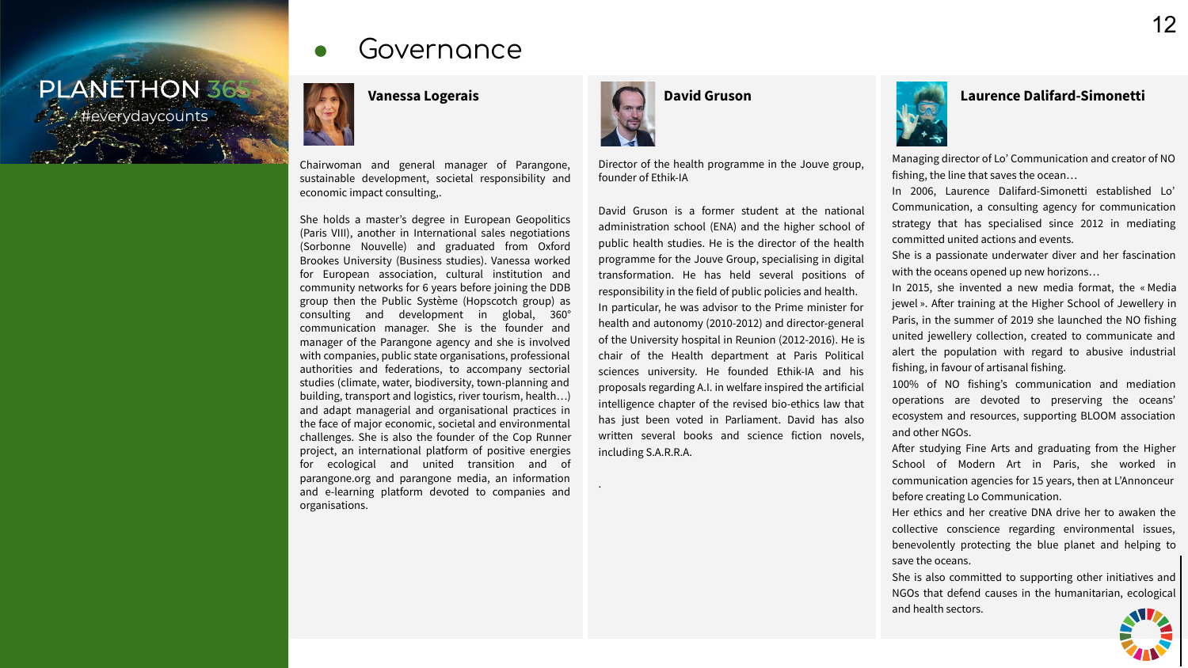PLANETHON 365

#everydaycounts

# Governance

### Vanessa Logerais

Chairwoman and general manager of Parangone, sustainable development, societal responsibility and economic impact consulting,.

She holds a master's degree in European Geopolitics (Paris VIII), another in International sales negotiations (Sorbonne Nouvelle) and graduated from Oxford Brookes University (Business studies). Vanessa worked for European association, cultural institution and community networks for 6 years before joining the DDB group then the Public Système (Hopscotch group) as consulting and development in global, 360° communication manager. She is the founder and manager of the Parangone agency and she is involved with companies, public state organisations, professional authorities and federations, to accompany sectorial studies (climate, water, biodiversity, town-planning and building, transport and logistics, river tourism, health…) and adapt managerial and organisational practices in the face of major economic, societal and environmental challenges. She is also the founder of the Cop Runner project, an international platform of positive energies for ecological and united transition and of parangone.org and parangone media, an information and e-learning platform devoted to companies and organisations.

### David Gruson

Director of the health programme in the Jouve group, founder of Ethik-IA

David Gruson is a former student at the national administration school (ENA) and the higher school of public health studies. He is the director of the health programme for the Jouve Group, specialising in digital transformation. He has held several positions of responsibility in the field of public policies and health. In particular, he was advisor to the Prime minister for health and autonomy (2010-2012) and director-general of the University hospital in Reunion (2012-2016). He is chair of the Health department at Paris Political sciences university. He founded Ethik-IA and his proposals regarding A.I. in welfare inspired the artificial intelligence chapter of the revised bio-ethics law that has just been voted in Parliament. David has also written several books and science fiction novels, including S.A.R.R.A.

.

### Laurence Dalifard-Simonetti

Managing director of Lo' Communication and creator of NO fishing, the line that saves the ocean…

In 2006, Laurence Dalifard-Simonetti established Lo' Communication, a consulting agency for communication strategy that has specialised since 2012 in mediating committed united actions and events.

She is a passionate underwater diver and her fascination with the oceans opened up new horizons…

In 2015, she invented a new media format, the « Media jewel ». After training at the Higher School of Jewellery in Paris, in the summer of 2019 she launched the NO fishing united jewellery collection, created to communicate and alert the population with regard to abusive industrial fishing, in favour of artisanal fishing.

100% of NO fishing's communication and mediation operations are devoted to preserving the oceans' ecosystem and resources, supporting BLOOM association and other NGOs.

After studying Fine Arts and graduating from the Higher School of Modern Art in Paris, she worked in communication agencies for 15 years, then at L'Annonceur before creating Lo Communication.

Her ethics and her creative DNA drive her to awaken the collective conscience regarding environmental issues, benevolently protecting the blue planet and helping to save the oceans.

She is also committed to supporting other initiatives and NGOs that defend causes in the humanitarian, ecological and health sectors.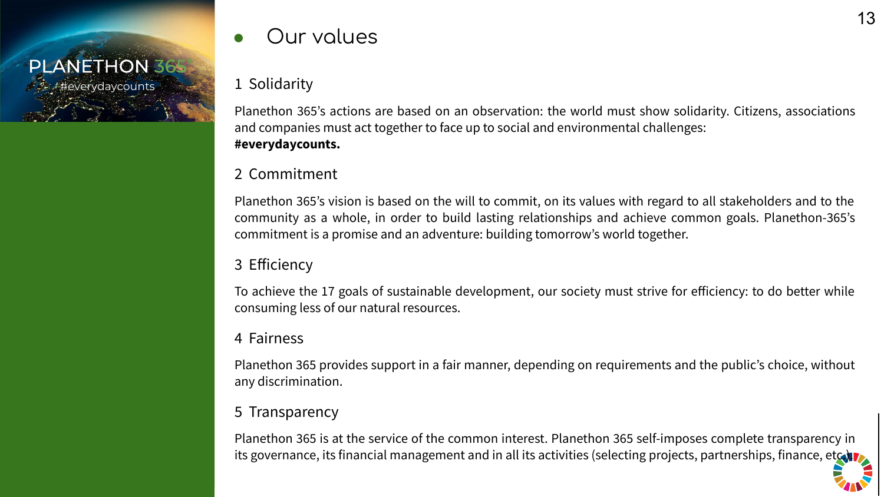PLANETHON 365
#everydaycounts

# Our values

## 1 Solidarity

Planethon 365's actions are based on an observation: the world must show solidarity. Citizens, associations and companies must act together to face up to social and environmental challenges: **#everydaycounts.**

## 2 Commitment

Planethon 365's vision is based on the will to commit, on its values with regard to all stakeholders and to the community as a whole, in order to build lasting relationships and achieve common goals. Planethon-365's commitment is a promise and an adventure: building tomorrow's world together.

## 3 Efficiency

To achieve the 17 goals of sustainable development, our society must strive for efficiency: to do better while consuming less of our natural resources.

## 4 Fairness

Planethon 365 provides support in a fair manner, depending on requirements and the public's choice, without any discrimination.

## 5 Transparency

Planethon 365 is at the service of the common interest. Planethon 365 self-imposes complete transparency in its governance, its financial management and in all its activities (selecting projects, partnerships, finance, etc.)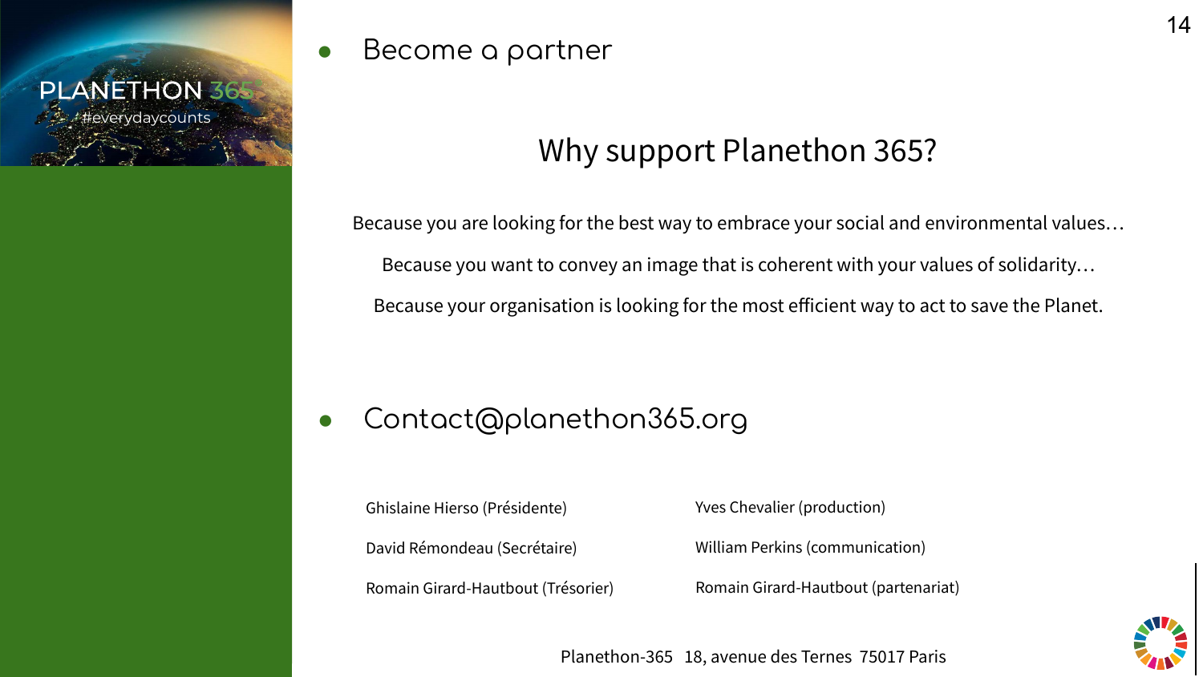PLANETHON 365
#everydaycounts

- Become a partner

## Why support Planethon 365?

Because you are looking for the best way to embrace your social and environmental values…

Because you want to convey an image that is coherent with your values of solidarity…

Because your organisation is looking for the most efficient way to act to save the Planet.

- Contact@planethon365.org

Ghislaine Hierso (Présidente)

David Rémondeau (Secrétaire)

Romain Girard-Hautbout (Trésorier)

Yves Chevalier (production)

William Perkins (communication)

Romain Girard-Hautbout (partenariat)

Planethon-365 18, avenue des Ternes 75017 Paris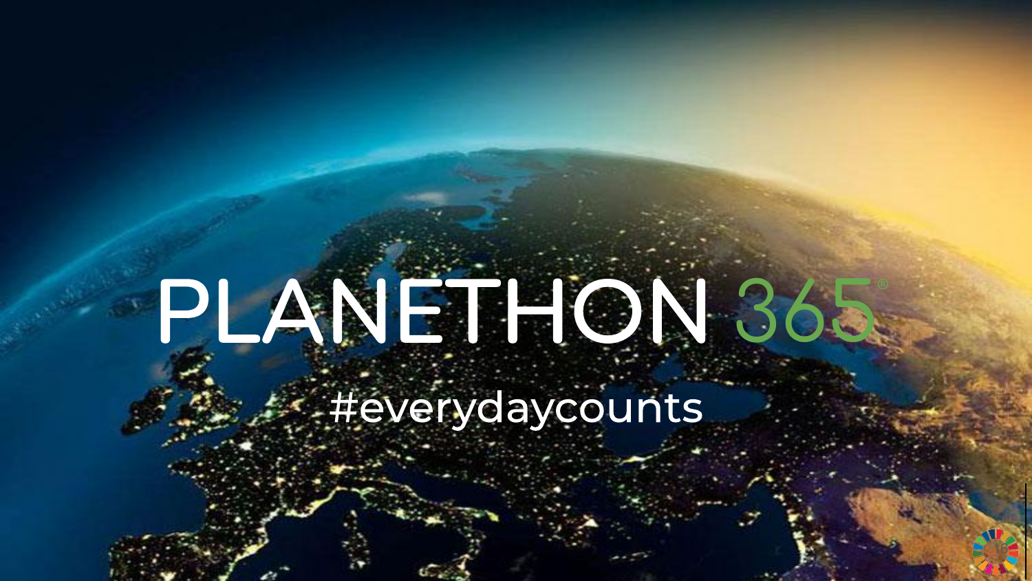# PLANETHON 365®

#everydaycounts